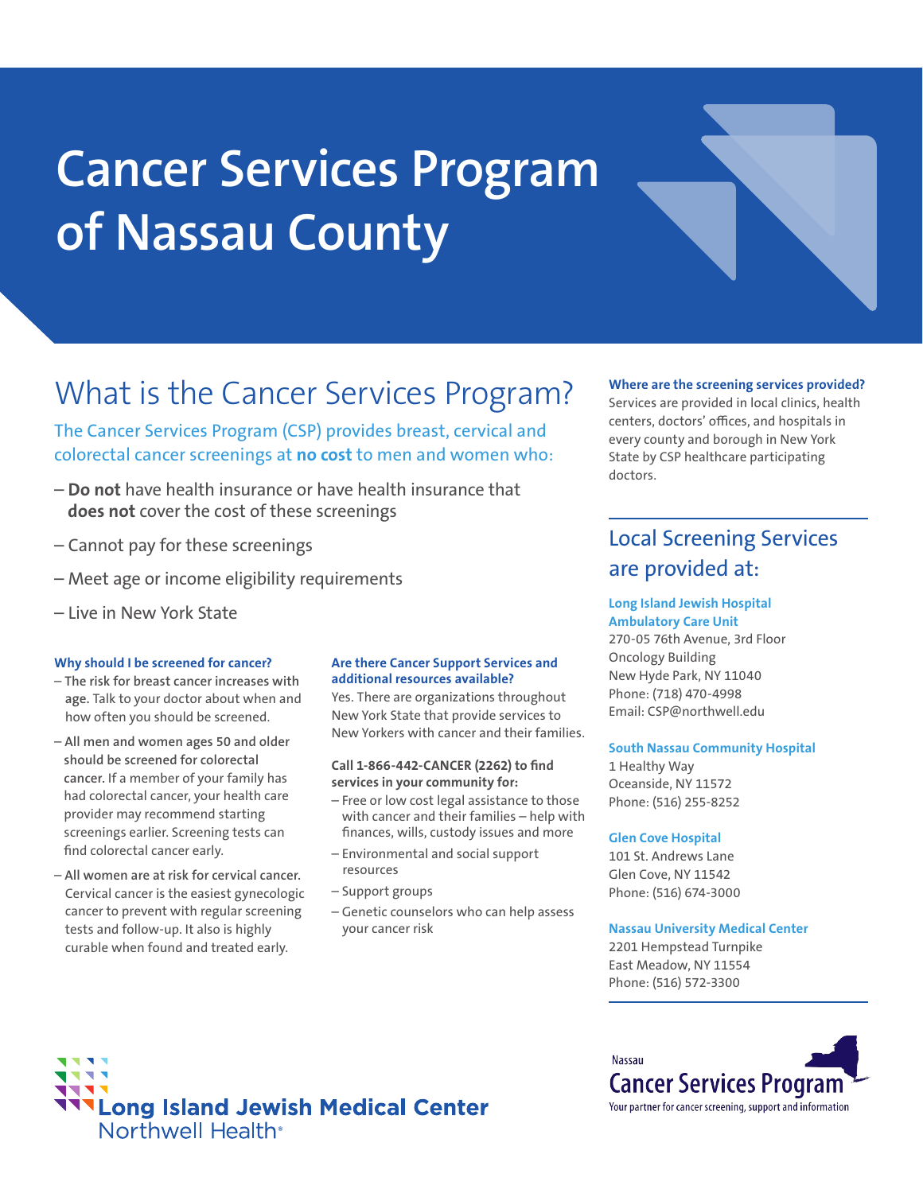# Cancer Services Program of Nassau County

## What is the Cancer Services Program?

The Cancer Services Program (CSP) provides breast, cervical and colorectal cancer screenings at **no cost** to men and women who:

- **Do not** have health insurance or have health insurance that **does not** cover the cost of these screenings
- Cannot pay for these screenings
- Meet age or income eligibility requirements
- Live in New York State

### Why should I be screened for cancer?

- **The risk for breast cancer increases with age.** Talk to your doctor about when and how often you should be screened.
- **All men and women ages 50 and older should be screened for colorectal cancer.** If a member of your family has had colorectal cancer, your health care provider may recommend starting screenings earlier. Screening tests can find colorectal cancer early.
- **All women are at risk for cervical cancer.** Cervical cancer is the easiest gynecologic cancer to prevent with regular screening tests and follow-up. It also is highly curable when found and treated early.

### Are there Cancer Support Services and additional resources available?

Yes. There are organizations throughout New York State that provide services to New Yorkers with cancer and their families.

**Call 1-866-442-CANCER (2262) to find services in your community for:**

- Free or low cost legal assistance to those with cancer and their families – help with finances, wills, custody issues and more
- Environmental and social support resources
- Support groups
- Genetic counselors who can help assess your cancer risk

### Where are the screening services provided?

Services are provided in local clinics, health centers, doctors' offices, and hospitals in every county and borough in New York State by CSP healthcare participating doctors.

## Local Screening Services are provided at:

**Long Island Jewish Hospital Ambulatory Care Unit**
270-05 76th Avenue, 3rd Floor
Oncology Building
New Hyde Park, NY 11040
Phone: (718) 470-4998
Email: CSP@northwell.edu

**South Nassau Community Hospital**
1 Healthy Way
Oceanside, NY 11572
Phone: (516) 255-8252

**Glen Cove Hospital**
101 St. Andrews Lane
Glen Cove, NY 11542
Phone: (516) 674-3000

**Nassau University Medical Center**
2201 Hempstead Turnpike
East Meadow, NY 11554
Phone: (516) 572-3300

Long Island Jewish Medical Center
Northwell Health®

Nassau
Cancer Services Program
Your partner for cancer screening, support and information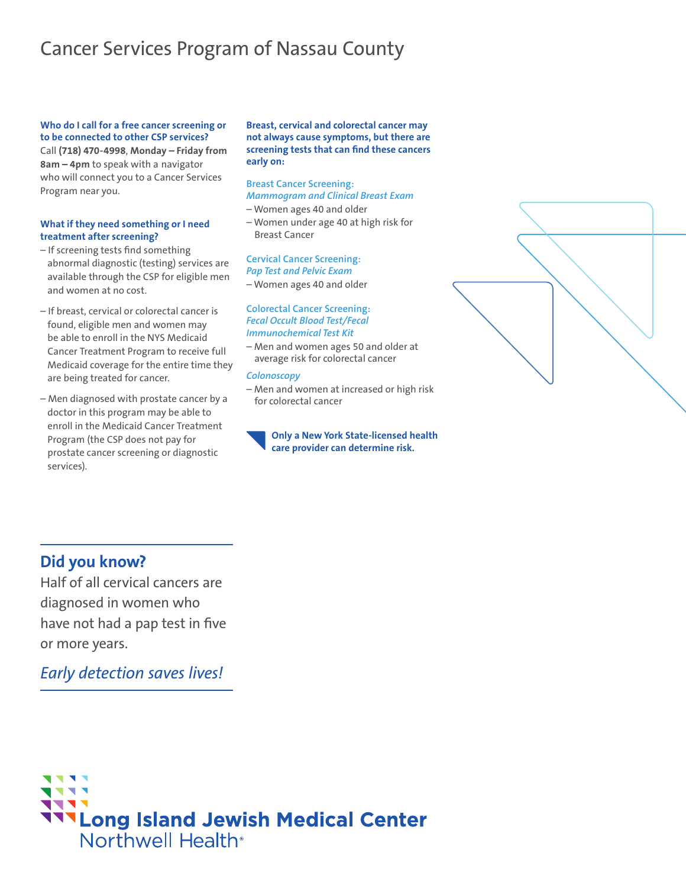# Cancer Services Program of Nassau County

**Who do I call for a free cancer screening or to be connected to other CSP services?**

Call **(718) 470-4998**, **Monday – Friday from 8am – 4pm** to speak with a navigator who will connect you to a Cancer Services Program near you.

**What if they need something or I need treatment after screening?**

- If screening tests find something abnormal diagnostic (testing) services are available through the CSP for eligible men and women at no cost.
- If breast, cervical or colorectal cancer is found, eligible men and women may be able to enroll in the NYS Medicaid Cancer Treatment Program to receive full Medicaid coverage for the entire time they are being treated for cancer.
- Men diagnosed with prostate cancer by a doctor in this program may be able to enroll in the Medicaid Cancer Treatment Program (the CSP does not pay for prostate cancer screening or diagnostic services).

**Breast, cervical and colorectal cancer may not always cause symptoms, but there are screening tests that can find these cancers early on:**

Breast Cancer Screening:
*Mammogram and Clinical Breast Exam*

- Women ages 40 and older
- Women under age 40 at high risk for Breast Cancer

Cervical Cancer Screening:
*Pap Test and Pelvic Exam*

- Women ages 40 and older

Colorectal Cancer Screening:
*Fecal Occult Blood Test/Fecal Immunochemical Test Kit*

- Men and women ages 50 and older at average risk for colorectal cancer

*Colonoscopy*

- Men and women at increased or high risk for colorectal cancer

**Only a New York State-licensed health care provider can determine risk.**

## Did you know?

Half of all cervical cancers are diagnosed in women who have not had a pap test in five or more years.

*Early detection saves lives!*

**Long Island Jewish Medical Center**
Northwell Health®